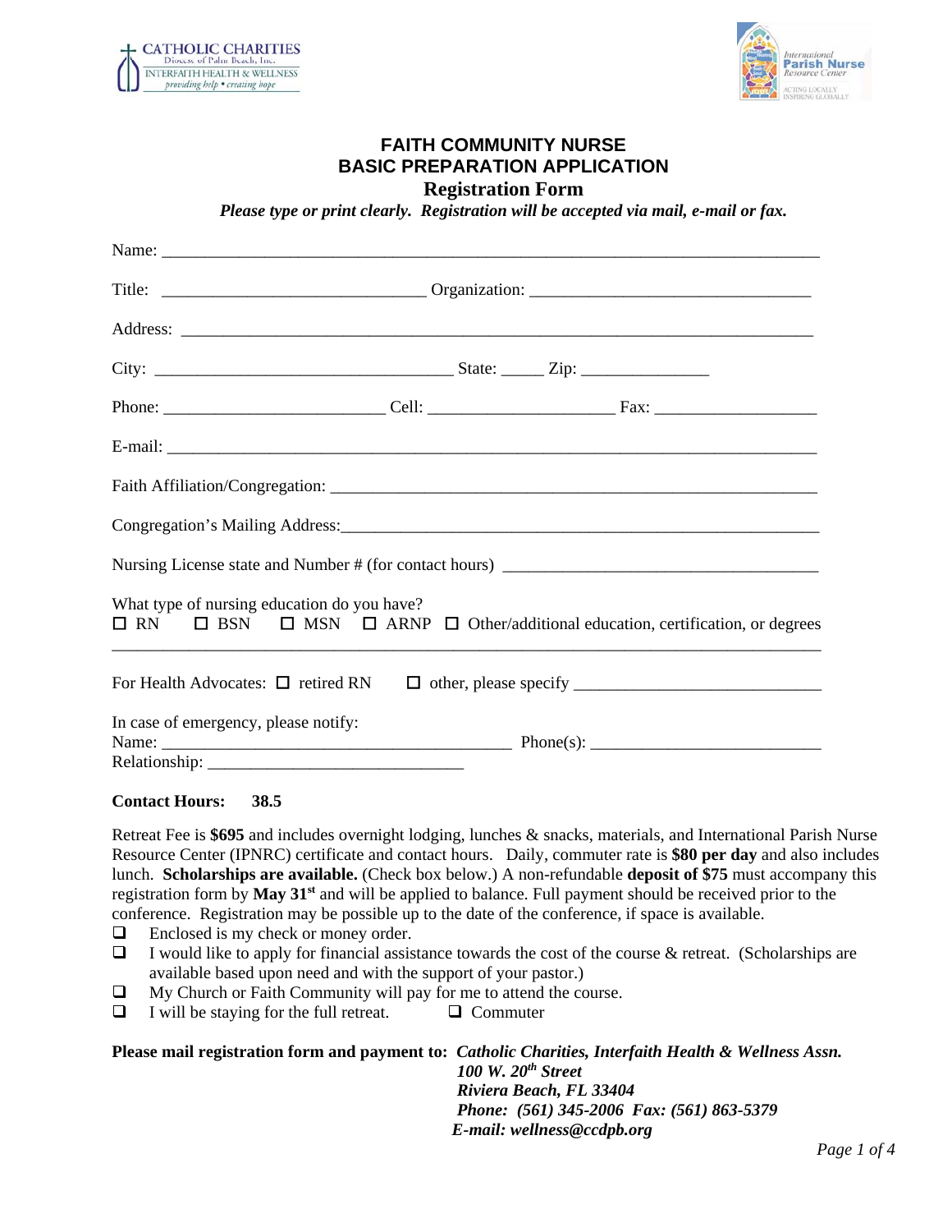CATHOLIC CHARITIES
Diocese of Palm Beach, Inc.
INTERFAITH HEALTH & WELLNESS
*providing help • creating hope*

International Parish Nurse Resource Center
ACTING LOCALLY INSPIRING GLOBALLY

# FAITH COMMUNITY NURSE
# BASIC PREPARATION APPLICATION
## Registration Form

***Please type or print clearly. Registration will be accepted via mail, e-mail or fax.***

Name: ___________________________________________________________________________

Title: ______________________________ Organization: ______________________________

Address: ________________________________________________________________________

City: __________________________________ State: _____ Zip: ______________

Phone: _________________________ Cell: _____________________ Fax: __________________

E-mail: _________________________________________________________________________

Faith Affiliation/Congregation: ______________________________________________________

Congregation's Mailing Address:______________________________________________________

Nursing License state and Number # (for contact hours) __________________________________

What type of nursing education do you have?
☐ RN ☐ BSN ☐ MSN ☐ ARNP ☐ Other/additional education, certification, or degrees
_________________________________________________________________________________

For Health Advocates: ☐ retired RN ☐ other, please specify ____________________________

In case of emergency, please notify:
Name: ________________________________________ Phone(s): __________________________
Relationship: _____________________________

**Contact Hours: 38.5**

Retreat Fee is **$695** and includes overnight lodging, lunches & snacks, materials, and International Parish Nurse Resource Center (IPNRC) certificate and contact hours. Daily, commuter rate is **$80 per day** and also includes lunch. **Scholarships are available.** (Check box below.) A non-refundable **deposit of $75** must accompany this registration form by **May 31st** and will be applied to balance. Full payment should be received prior to the conference. Registration may be possible up to the date of the conference, if space is available.

- ☐ Enclosed is my check or money order.
- ☐ I would like to apply for financial assistance towards the cost of the course & retreat. (Scholarships are available based upon need and with the support of your pastor.)
- ☐ My Church or Faith Community will pay for me to attend the course.
- ☐ I will be staying for the full retreat. ☐ Commuter

**Please mail registration form and payment to:** ***Catholic Charities, Interfaith Health & Wellness Assn.***
***100 W. 20th Street***
***Riviera Beach, FL 33404***
***Phone: (561) 345-2006 Fax: (561) 863-5379***
***E-mail: wellness@ccdpb.org***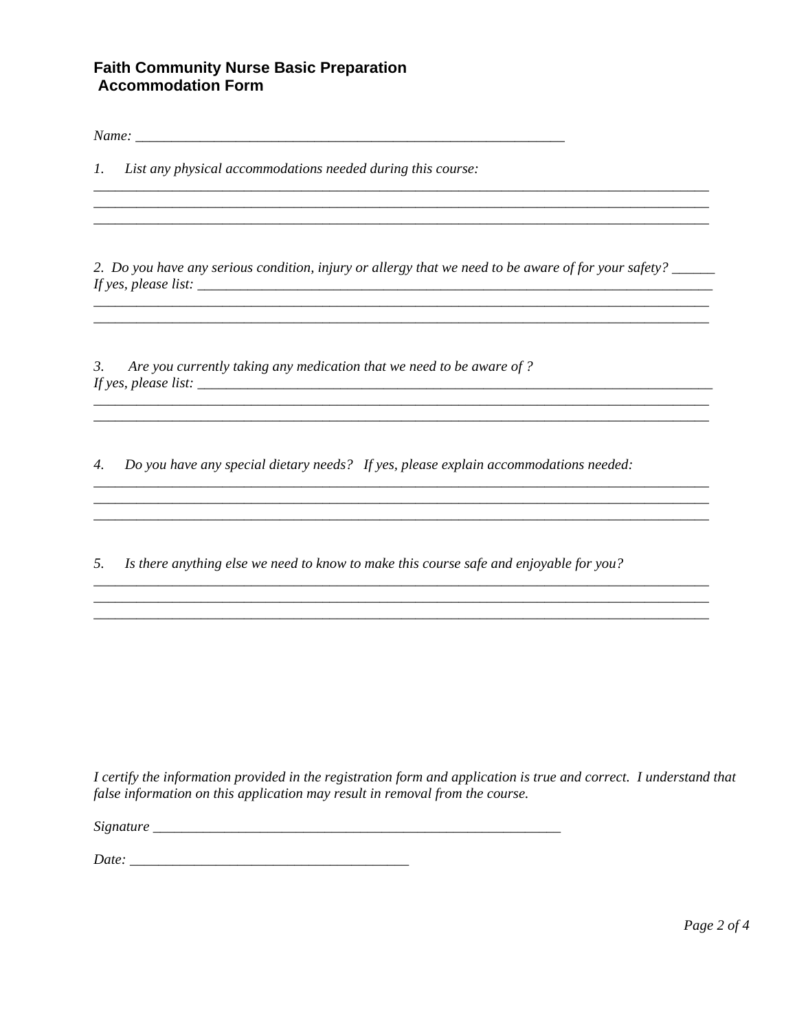## Faith Community Nurse Basic Preparation
## Accommodation Form

*Name:* ______________________________________________________________

1. *List any physical accommodations needed during this course:*

__________________________________________________________________________________________
__________________________________________________________________________________________
__________________________________________________________________________________________

2. *Do you have any serious condition, injury or allergy that we need to be aware of for your safety?* ______
*If yes, please list:* ____________________________________________________________________________
__________________________________________________________________________________________
__________________________________________________________________________________________

3. *Are you currently taking any medication that we need to be aware of ?*
*If yes, please list:* ____________________________________________________________________________
__________________________________________________________________________________________
__________________________________________________________________________________________

4. *Do you have any special dietary needs? If yes, please explain accommodations needed:*

__________________________________________________________________________________________
__________________________________________________________________________________________
__________________________________________________________________________________________

5. *Is there anything else we need to know to make this course safe and enjoyable for you?*

__________________________________________________________________________________________
__________________________________________________________________________________________
__________________________________________________________________________________________

*I certify the information provided in the registration form and application is true and correct. I understand that false information on this application may result in removal from the course.*

*Signature* ____________________________________________________________

*Date:* ________________________________________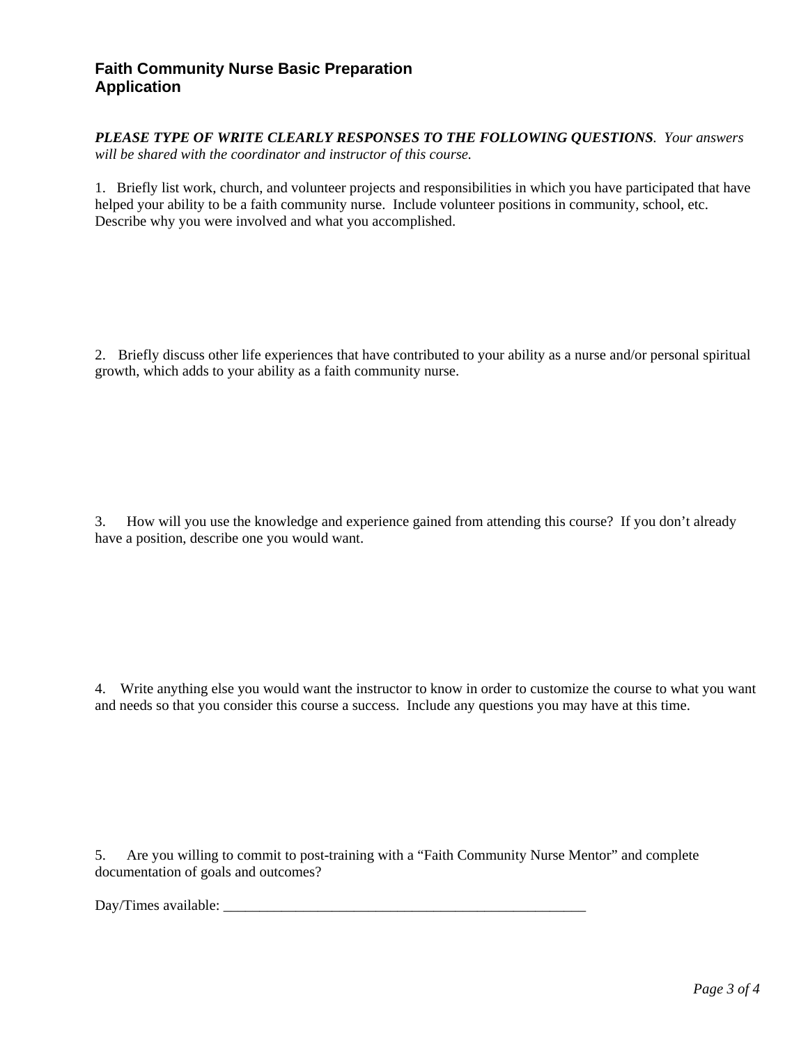## Faith Community Nurse Basic Preparation Application

***PLEASE TYPE OF WRITE CLEARLY RESPONSES TO THE FOLLOWING QUESTIONS***. *Your answers will be shared with the coordinator and instructor of this course.*

1. Briefly list work, church, and volunteer projects and responsibilities in which you have participated that have helped your ability to be a faith community nurse. Include volunteer positions in community, school, etc. Describe why you were involved and what you accomplished.

2. Briefly discuss other life experiences that have contributed to your ability as a nurse and/or personal spiritual growth, which adds to your ability as a faith community nurse.

3. How will you use the knowledge and experience gained from attending this course? If you don't already have a position, describe one you would want.

4. Write anything else you would want the instructor to know in order to customize the course to what you want and needs so that you consider this course a success. Include any questions you may have at this time.

5. Are you willing to commit to post-training with a "Faith Community Nurse Mentor" and complete documentation of goals and outcomes?

Day/Times available: _____________________________________________________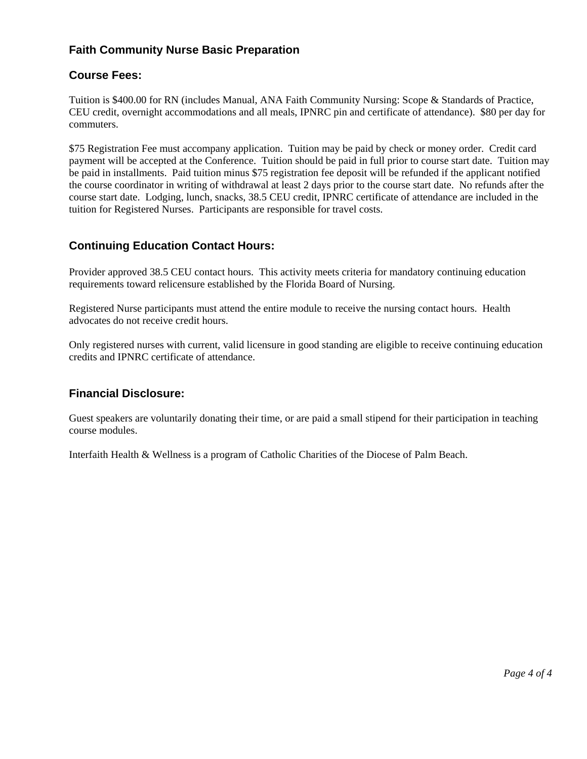## Faith Community Nurse Basic Preparation

### Course Fees:

Tuition is $400.00 for RN (includes Manual, ANA Faith Community Nursing: Scope & Standards of Practice, CEU credit, overnight accommodations and all meals, IPNRC pin and certificate of attendance). $80 per day for commuters.

$75 Registration Fee must accompany application. Tuition may be paid by check or money order. Credit card payment will be accepted at the Conference. Tuition should be paid in full prior to course start date. Tuition may be paid in installments. Paid tuition minus $75 registration fee deposit will be refunded if the applicant notified the course coordinator in writing of withdrawal at least 2 days prior to the course start date. No refunds after the course start date. Lodging, lunch, snacks, 38.5 CEU credit, IPNRC certificate of attendance are included in the tuition for Registered Nurses. Participants are responsible for travel costs.

### Continuing Education Contact Hours:

Provider approved 38.5 CEU contact hours. This activity meets criteria for mandatory continuing education requirements toward relicensure established by the Florida Board of Nursing.

Registered Nurse participants must attend the entire module to receive the nursing contact hours. Health advocates do not receive credit hours.

Only registered nurses with current, valid licensure in good standing are eligible to receive continuing education credits and IPNRC certificate of attendance.

### Financial Disclosure:

Guest speakers are voluntarily donating their time, or are paid a small stipend for their participation in teaching course modules.

Interfaith Health & Wellness is a program of Catholic Charities of the Diocese of Palm Beach.